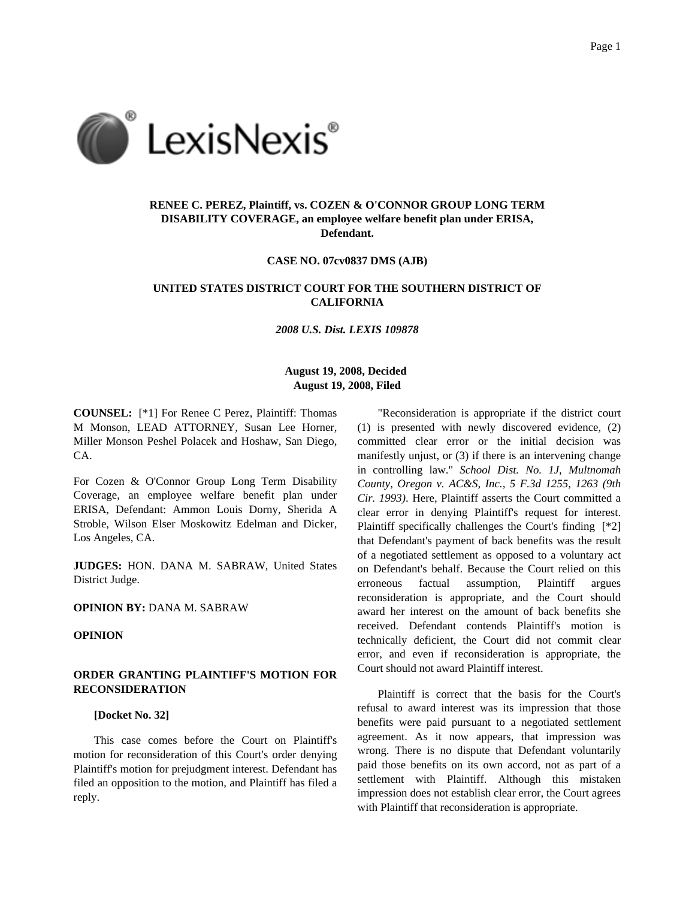**RENEE C. PEREZ, Plaintiff, vs. COZEN & O'CONNOR GROUP LONG TERM DISABILITY COVERAGE, an employee welfare benefit plan under ERISA, Defendant.**

**CASE NO. 07cv0837 DMS (AJB)**

**UNITED STATES DISTRICT COURT FOR THE SOUTHERN DISTRICT OF CALIFORNIA**

***2008 U.S. Dist. LEXIS 109878***

**August 19, 2008, Decided**
**August 19, 2008, Filed**

**COUNSEL:** [*1] For Renee C Perez, Plaintiff: Thomas M Monson, LEAD ATTORNEY, Susan Lee Horner, Miller Monson Peshel Polacek and Hoshaw, San Diego, CA.

For Cozen & O'Connor Group Long Term Disability Coverage, an employee welfare benefit plan under ERISA, Defendant: Ammon Louis Dorny, Sherida A Stroble, Wilson Elser Moskowitz Edelman and Dicker, Los Angeles, CA.

**JUDGES:** HON. DANA M. SABRAW, United States District Judge.

**OPINION BY:** DANA M. SABRAW

**OPINION**

**ORDER GRANTING PLAINTIFF'S MOTION FOR RECONSIDERATION**

**[Docket No. 32]**

This case comes before the Court on Plaintiff's motion for reconsideration of this Court's order denying Plaintiff's motion for prejudgment interest. Defendant has filed an opposition to the motion, and Plaintiff has filed a reply.

"Reconsideration is appropriate if the district court (1) is presented with newly discovered evidence, (2) committed clear error or the initial decision was manifestly unjust, or (3) if there is an intervening change in controlling law." *School Dist. No. 1J, Multnomah County, Oregon v. AC&S, Inc., 5 F.3d 1255, 1263 (9th Cir. 1993)*. Here, Plaintiff asserts the Court committed a clear error in denying Plaintiff's request for interest. Plaintiff specifically challenges the Court's finding [*2] that Defendant's payment of back benefits was the result of a negotiated settlement as opposed to a voluntary act on Defendant's behalf. Because the Court relied on this erroneous factual assumption, Plaintiff argues reconsideration is appropriate, and the Court should award her interest on the amount of back benefits she received. Defendant contends Plaintiff's motion is technically deficient, the Court did not commit clear error, and even if reconsideration is appropriate, the Court should not award Plaintiff interest.

Plaintiff is correct that the basis for the Court's refusal to award interest was its impression that those benefits were paid pursuant to a negotiated settlement agreement. As it now appears, that impression was wrong. There is no dispute that Defendant voluntarily paid those benefits on its own accord, not as part of a settlement with Plaintiff. Although this mistaken impression does not establish clear error, the Court agrees with Plaintiff that reconsideration is appropriate.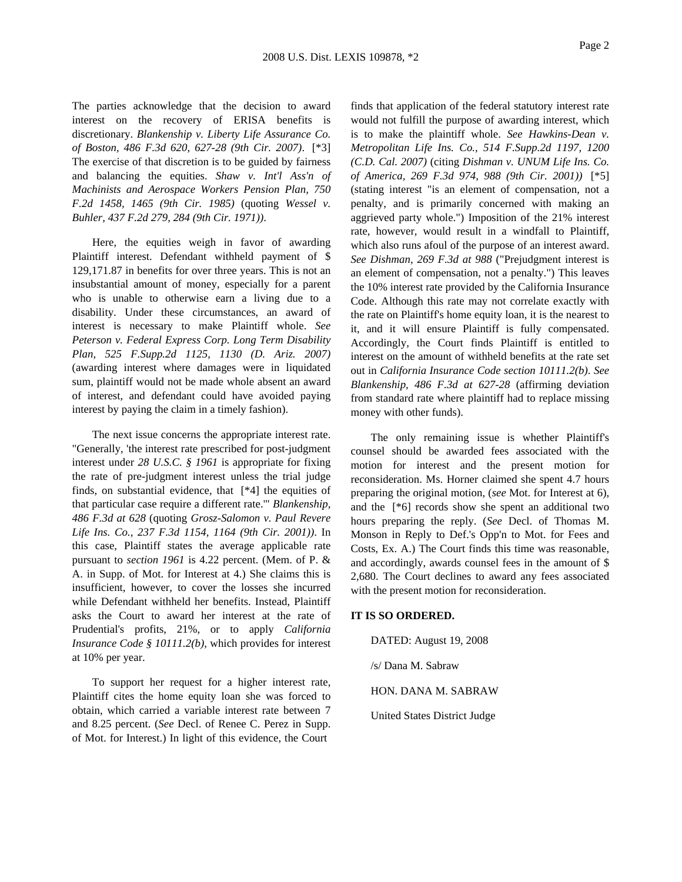The parties acknowledge that the decision to award interest on the recovery of ERISA benefits is discretionary. *Blankenship v. Liberty Life Assurance Co. of Boston, 486 F.3d 620, 627-28 (9th Cir. 2007)*. [*3] The exercise of that discretion is to be guided by fairness and balancing the equities. *Shaw v. Int'l Ass'n of Machinists and Aerospace Workers Pension Plan, 750 F.2d 1458, 1465 (9th Cir. 1985)* (quoting *Wessel v. Buhler, 437 F.2d 279, 284 (9th Cir. 1971))*.

Here, the equities weigh in favor of awarding Plaintiff interest. Defendant withheld payment of $ 129,171.87 in benefits for over three years. This is not an insubstantial amount of money, especially for a parent who is unable to otherwise earn a living due to a disability. Under these circumstances, an award of interest is necessary to make Plaintiff whole. *See Peterson v. Federal Express Corp. Long Term Disability Plan, 525 F.Supp.2d 1125, 1130 (D. Ariz. 2007)* (awarding interest where damages were in liquidated sum, plaintiff would not be made whole absent an award of interest, and defendant could have avoided paying interest by paying the claim in a timely fashion).

The next issue concerns the appropriate interest rate. "Generally, 'the interest rate prescribed for post-judgment interest under *28 U.S.C. § 1961* is appropriate for fixing the rate of pre-judgment interest unless the trial judge finds, on substantial evidence, that [*4] the equities of that particular case require a different rate.'" *Blankenship, 486 F.3d at 628* (quoting *Grosz-Salomon v. Paul Revere Life Ins. Co., 237 F.3d 1154, 1164 (9th Cir. 2001))*. In this case, Plaintiff states the average applicable rate pursuant to *section 1961* is 4.22 percent. (Mem. of P. & A. in Supp. of Mot. for Interest at 4.) She claims this is insufficient, however, to cover the losses she incurred while Defendant withheld her benefits. Instead, Plaintiff asks the Court to award her interest at the rate of Prudential's profits, 21%, or to apply *California Insurance Code § 10111.2(b)*, which provides for interest at 10% per year.

To support her request for a higher interest rate, Plaintiff cites the home equity loan she was forced to obtain, which carried a variable interest rate between 7 and 8.25 percent. (*See* Decl. of Renee C. Perez in Supp. of Mot. for Interest.) In light of this evidence, the Court finds that application of the federal statutory interest rate would not fulfill the purpose of awarding interest, which is to make the plaintiff whole. *See Hawkins-Dean v. Metropolitan Life Ins. Co., 514 F.Supp.2d 1197, 1200 (C.D. Cal. 2007)* (citing *Dishman v. UNUM Life Ins. Co. of America, 269 F.3d 974, 988 (9th Cir. 2001))* [*5] (stating interest "is an element of compensation, not a penalty, and is primarily concerned with making an aggrieved party whole.") Imposition of the 21% interest rate, however, would result in a windfall to Plaintiff, which also runs afoul of the purpose of an interest award. *See Dishman, 269 F.3d at 988* ("Prejudgment interest is an element of compensation, not a penalty.") This leaves the 10% interest rate provided by the California Insurance Code. Although this rate may not correlate exactly with the rate on Plaintiff's home equity loan, it is the nearest to it, and it will ensure Plaintiff is fully compensated. Accordingly, the Court finds Plaintiff is entitled to interest on the amount of withheld benefits at the rate set out in *California Insurance Code section 10111.2(b)*. *See Blankenship, 486 F.3d at 627-28* (affirming deviation from standard rate where plaintiff had to replace missing money with other funds).

The only remaining issue is whether Plaintiff's counsel should be awarded fees associated with the motion for interest and the present motion for reconsideration. Ms. Horner claimed she spent 4.7 hours preparing the original motion, (*see* Mot. for Interest at 6), and the [*6] records show she spent an additional two hours preparing the reply. (*See* Decl. of Thomas M. Monson in Reply to Def.'s Opp'n to Mot. for Fees and Costs, Ex. A.) The Court finds this time was reasonable, and accordingly, awards counsel fees in the amount of $ 2,680. The Court declines to award any fees associated with the present motion for reconsideration.

**IT IS SO ORDERED.**

DATED: August 19, 2008

/s/ Dana M. Sabraw

HON. DANA M. SABRAW

United States District Judge